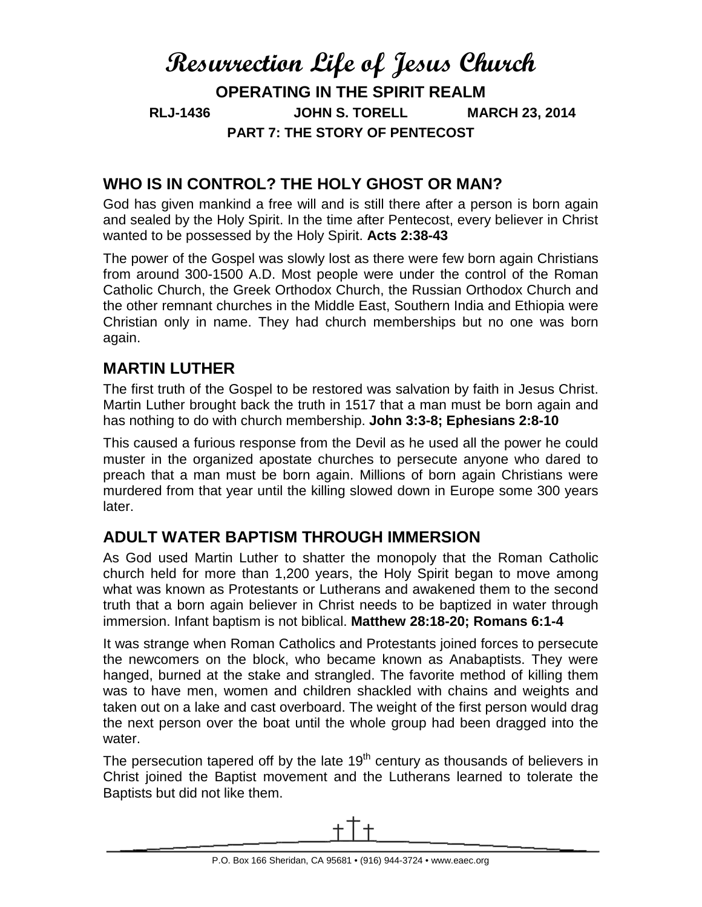# Resurrection Life of Jesus Church

## OPERATING IN THE SPIRIT REALM

**RLJ-1436 JOHN S. TORELL MARCH 23, 2014**

**PART 7: THE STORY OF PENTECOST**

## WHO IS IN CONTROL? THE HOLY GHOST OR MAN?

God has given mankind a free will and is still there after a person is born again and sealed by the Holy Spirit. In the time after Pentecost, every believer in Christ wanted to be possessed by the Holy Spirit. **Acts 2:38-43**

The power of the Gospel was slowly lost as there were few born again Christians from around 300-1500 A.D. Most people were under the control of the Roman Catholic Church, the Greek Orthodox Church, the Russian Orthodox Church and the other remnant churches in the Middle East, Southern India and Ethiopia were Christian only in name. They had church memberships but no one was born again.

## MARTIN LUTHER

The first truth of the Gospel to be restored was salvation by faith in Jesus Christ. Martin Luther brought back the truth in 1517 that a man must be born again and has nothing to do with church membership. **John 3:3-8; Ephesians 2:8-10**

This caused a furious response from the Devil as he used all the power he could muster in the organized apostate churches to persecute anyone who dared to preach that a man must be born again. Millions of born again Christians were murdered from that year until the killing slowed down in Europe some 300 years later.

## ADULT WATER BAPTISM THROUGH IMMERSION

As God used Martin Luther to shatter the monopoly that the Roman Catholic church held for more than 1,200 years, the Holy Spirit began to move among what was known as Protestants or Lutherans and awakened them to the second truth that a born again believer in Christ needs to be baptized in water through immersion. Infant baptism is not biblical. **Matthew 28:18-20; Romans 6:1-4**

It was strange when Roman Catholics and Protestants joined forces to persecute the newcomers on the block, who became known as Anabaptists. They were hanged, burned at the stake and strangled. The favorite method of killing them was to have men, women and children shackled with chains and weights and taken out on a lake and cast overboard. The weight of the first person would drag the next person over the boat until the whole group had been dragged into the water.

The persecution tapered off by the late 19th century as thousands of believers in Christ joined the Baptist movement and the Lutherans learned to tolerate the Baptists but did not like them.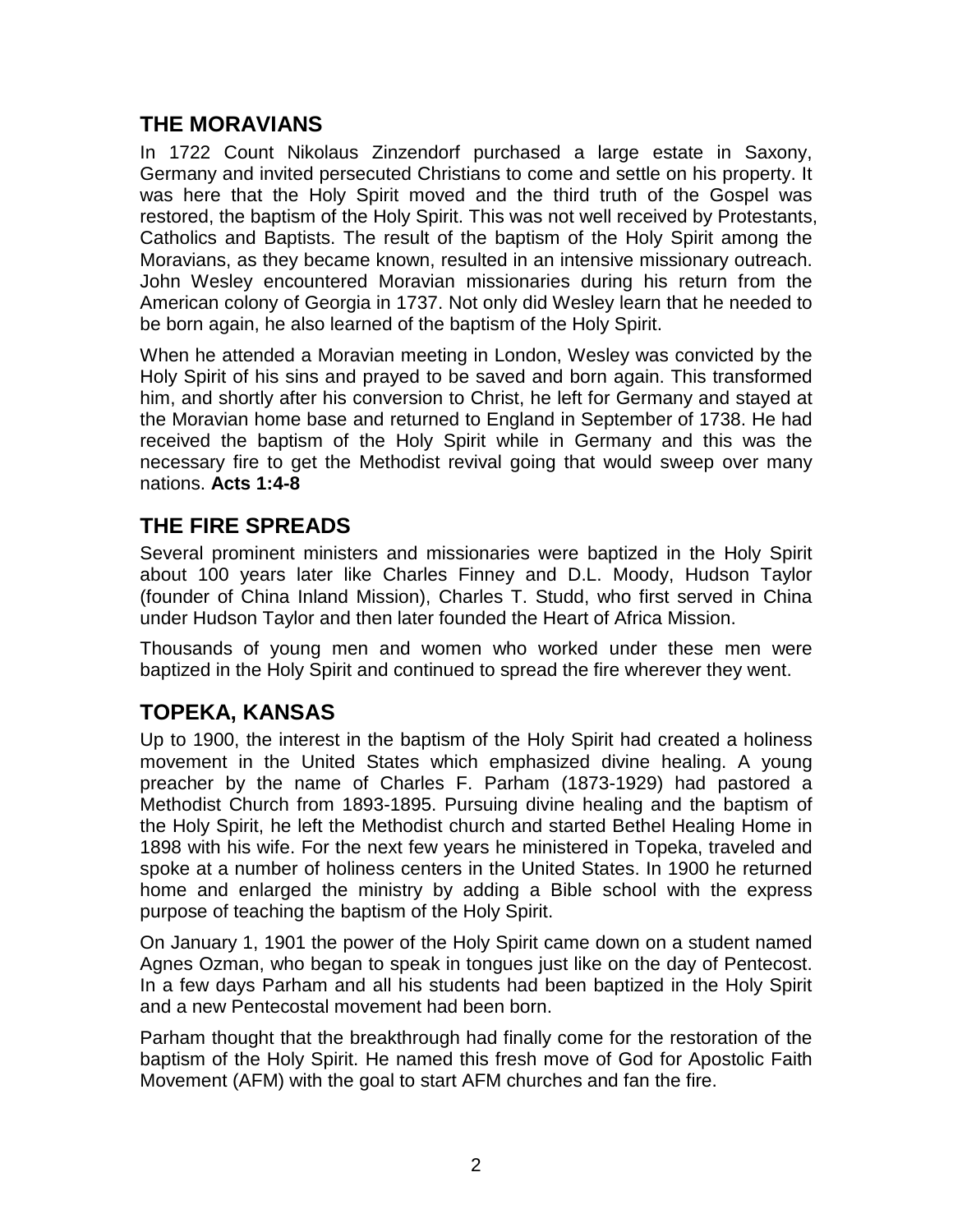## THE MORAVIANS

In 1722 Count Nikolaus Zinzendorf purchased a large estate in Saxony, Germany and invited persecuted Christians to come and settle on his property. It was here that the Holy Spirit moved and the third truth of the Gospel was restored, the baptism of the Holy Spirit. This was not well received by Protestants, Catholics and Baptists. The result of the baptism of the Holy Spirit among the Moravians, as they became known, resulted in an intensive missionary outreach. John Wesley encountered Moravian missionaries during his return from the American colony of Georgia in 1737. Not only did Wesley learn that he needed to be born again, he also learned of the baptism of the Holy Spirit.

When he attended a Moravian meeting in London, Wesley was convicted by the Holy Spirit of his sins and prayed to be saved and born again. This transformed him, and shortly after his conversion to Christ, he left for Germany and stayed at the Moravian home base and returned to England in September of 1738. He had received the baptism of the Holy Spirit while in Germany and this was the necessary fire to get the Methodist revival going that would sweep over many nations. **Acts 1:4-8**

## THE FIRE SPREADS

Several prominent ministers and missionaries were baptized in the Holy Spirit about 100 years later like Charles Finney and D.L. Moody, Hudson Taylor (founder of China Inland Mission), Charles T. Studd, who first served in China under Hudson Taylor and then later founded the Heart of Africa Mission.

Thousands of young men and women who worked under these men were baptized in the Holy Spirit and continued to spread the fire wherever they went.

## TOPEKA, KANSAS

Up to 1900, the interest in the baptism of the Holy Spirit had created a holiness movement in the United States which emphasized divine healing. A young preacher by the name of Charles F. Parham (1873-1929) had pastored a Methodist Church from 1893-1895. Pursuing divine healing and the baptism of the Holy Spirit, he left the Methodist church and started Bethel Healing Home in 1898 with his wife. For the next few years he ministered in Topeka, traveled and spoke at a number of holiness centers in the United States. In 1900 he returned home and enlarged the ministry by adding a Bible school with the express purpose of teaching the baptism of the Holy Spirit.

On January 1, 1901 the power of the Holy Spirit came down on a student named Agnes Ozman, who began to speak in tongues just like on the day of Pentecost. In a few days Parham and all his students had been baptized in the Holy Spirit and a new Pentecostal movement had been born.

Parham thought that the breakthrough had finally come for the restoration of the baptism of the Holy Spirit. He named this fresh move of God for Apostolic Faith Movement (AFM) with the goal to start AFM churches and fan the fire.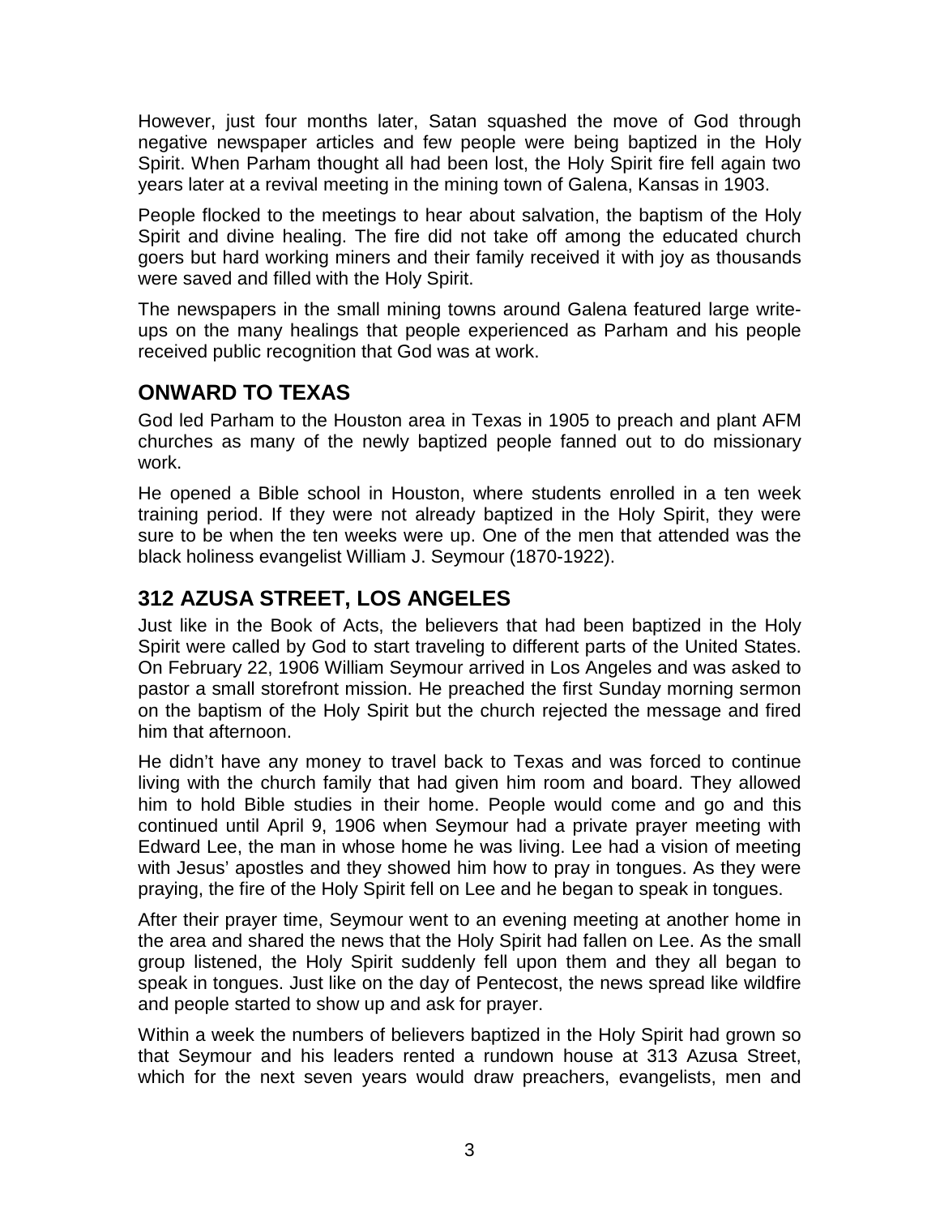However, just four months later, Satan squashed the move of God through negative newspaper articles and few people were being baptized in the Holy Spirit. When Parham thought all had been lost, the Holy Spirit fire fell again two years later at a revival meeting in the mining town of Galena, Kansas in 1903.

People flocked to the meetings to hear about salvation, the baptism of the Holy Spirit and divine healing. The fire did not take off among the educated church goers but hard working miners and their family received it with joy as thousands were saved and filled with the Holy Spirit.

The newspapers in the small mining towns around Galena featured large write-ups on the many healings that people experienced as Parham and his people received public recognition that God was at work.

## ONWARD TO TEXAS

God led Parham to the Houston area in Texas in 1905 to preach and plant AFM churches as many of the newly baptized people fanned out to do missionary work.

He opened a Bible school in Houston, where students enrolled in a ten week training period. If they were not already baptized in the Holy Spirit, they were sure to be when the ten weeks were up. One of the men that attended was the black holiness evangelist William J. Seymour (1870-1922).

## 312 AZUSA STREET, LOS ANGELES

Just like in the Book of Acts, the believers that had been baptized in the Holy Spirit were called by God to start traveling to different parts of the United States. On February 22, 1906 William Seymour arrived in Los Angeles and was asked to pastor a small storefront mission. He preached the first Sunday morning sermon on the baptism of the Holy Spirit but the church rejected the message and fired him that afternoon.

He didn't have any money to travel back to Texas and was forced to continue living with the church family that had given him room and board. They allowed him to hold Bible studies in their home. People would come and go and this continued until April 9, 1906 when Seymour had a private prayer meeting with Edward Lee, the man in whose home he was living. Lee had a vision of meeting with Jesus' apostles and they showed him how to pray in tongues. As they were praying, the fire of the Holy Spirit fell on Lee and he began to speak in tongues.

After their prayer time, Seymour went to an evening meeting at another home in the area and shared the news that the Holy Spirit had fallen on Lee. As the small group listened, the Holy Spirit suddenly fell upon them and they all began to speak in tongues. Just like on the day of Pentecost, the news spread like wildfire and people started to show up and ask for prayer.

Within a week the numbers of believers baptized in the Holy Spirit had grown so that Seymour and his leaders rented a rundown house at 313 Azusa Street, which for the next seven years would draw preachers, evangelists, men and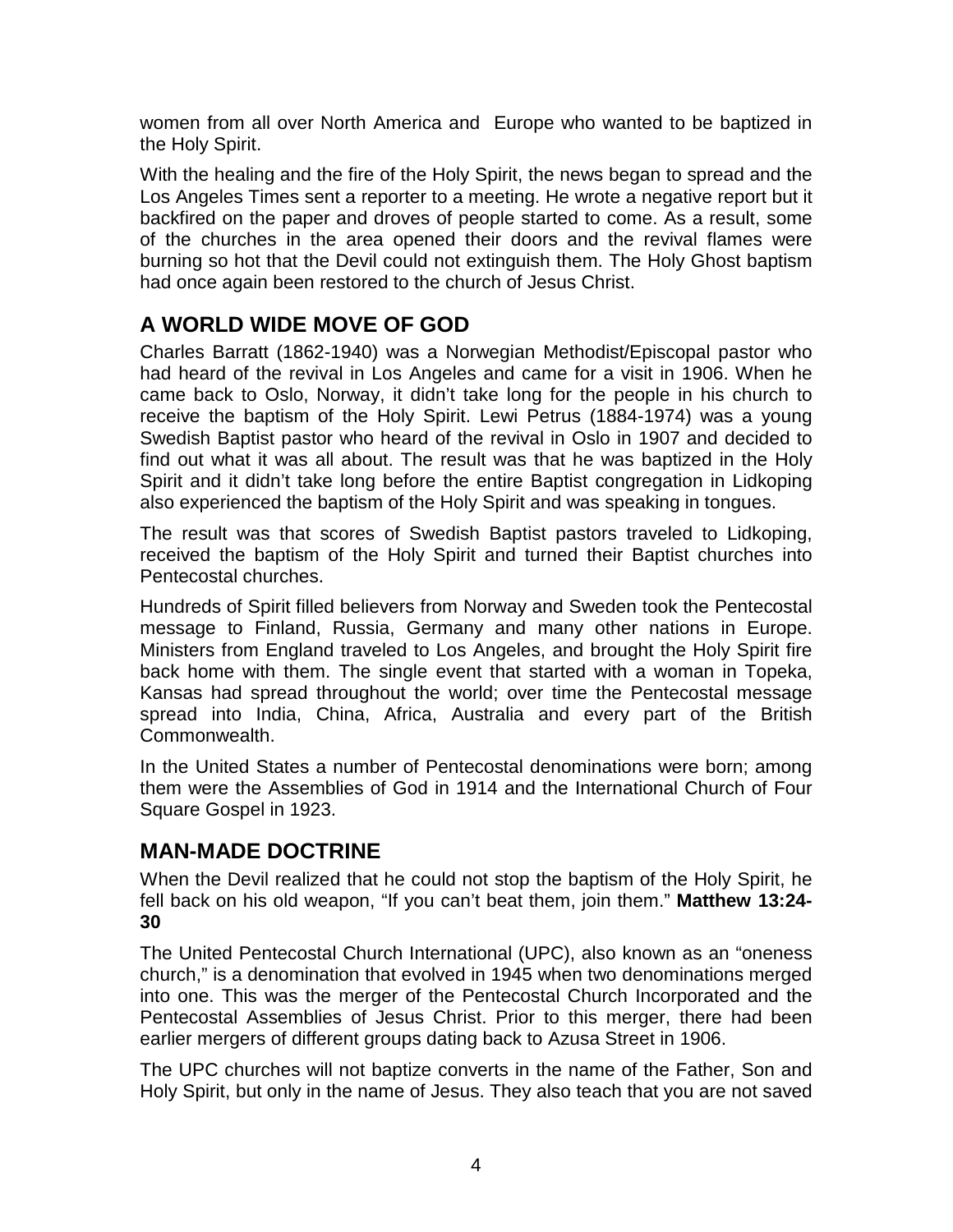women from all over North America and Europe who wanted to be baptized in the Holy Spirit.

With the healing and the fire of the Holy Spirit, the news began to spread and the Los Angeles Times sent a reporter to a meeting. He wrote a negative report but it backfired on the paper and droves of people started to come. As a result, some of the churches in the area opened their doors and the revival flames were burning so hot that the Devil could not extinguish them. The Holy Ghost baptism had once again been restored to the church of Jesus Christ.

## A WORLD WIDE MOVE OF GOD

Charles Barratt (1862-1940) was a Norwegian Methodist/Episcopal pastor who had heard of the revival in Los Angeles and came for a visit in 1906. When he came back to Oslo, Norway, it didn't take long for the people in his church to receive the baptism of the Holy Spirit. Lewi Petrus (1884-1974) was a young Swedish Baptist pastor who heard of the revival in Oslo in 1907 and decided to find out what it was all about. The result was that he was baptized in the Holy Spirit and it didn't take long before the entire Baptist congregation in Lidkoping also experienced the baptism of the Holy Spirit and was speaking in tongues.

The result was that scores of Swedish Baptist pastors traveled to Lidkoping, received the baptism of the Holy Spirit and turned their Baptist churches into Pentecostal churches.

Hundreds of Spirit filled believers from Norway and Sweden took the Pentecostal message to Finland, Russia, Germany and many other nations in Europe. Ministers from England traveled to Los Angeles, and brought the Holy Spirit fire back home with them. The single event that started with a woman in Topeka, Kansas had spread throughout the world; over time the Pentecostal message spread into India, China, Africa, Australia and every part of the British Commonwealth.

In the United States a number of Pentecostal denominations were born; among them were the Assemblies of God in 1914 and the International Church of Four Square Gospel in 1923.

## MAN-MADE DOCTRINE

When the Devil realized that he could not stop the baptism of the Holy Spirit, he fell back on his old weapon, "If you can't beat them, join them." **Matthew 13:24-30**

The United Pentecostal Church International (UPC), also known as an "oneness church," is a denomination that evolved in 1945 when two denominations merged into one. This was the merger of the Pentecostal Church Incorporated and the Pentecostal Assemblies of Jesus Christ. Prior to this merger, there had been earlier mergers of different groups dating back to Azusa Street in 1906.

The UPC churches will not baptize converts in the name of the Father, Son and Holy Spirit, but only in the name of Jesus. They also teach that you are not saved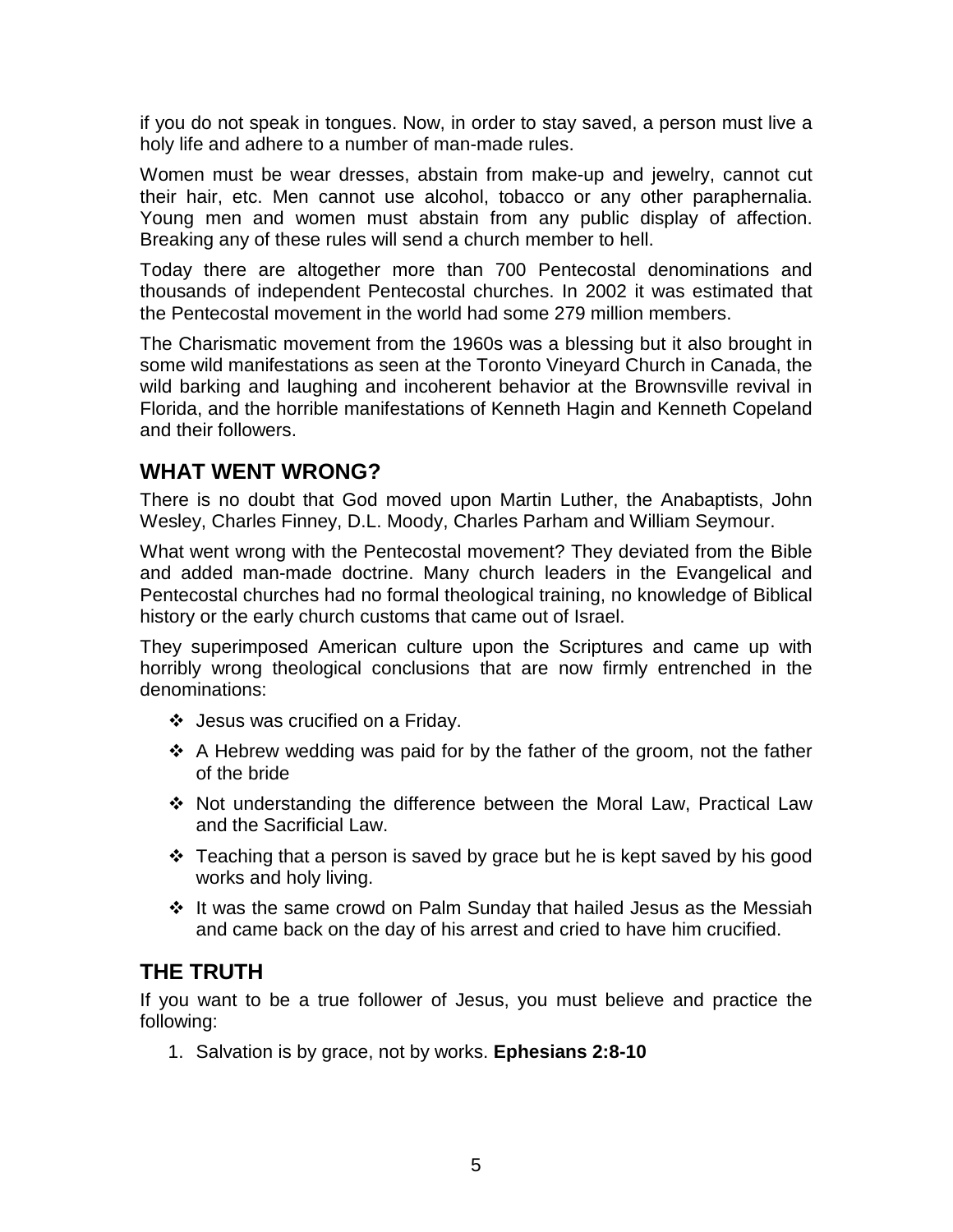if you do not speak in tongues. Now, in order to stay saved, a person must live a holy life and adhere to a number of man-made rules.

Women must be wear dresses, abstain from make-up and jewelry, cannot cut their hair, etc. Men cannot use alcohol, tobacco or any other paraphernalia. Young men and women must abstain from any public display of affection. Breaking any of these rules will send a church member to hell.

Today there are altogether more than 700 Pentecostal denominations and thousands of independent Pentecostal churches. In 2002 it was estimated that the Pentecostal movement in the world had some 279 million members.

The Charismatic movement from the 1960s was a blessing but it also brought in some wild manifestations as seen at the Toronto Vineyard Church in Canada, the wild barking and laughing and incoherent behavior at the Brownsville revival in Florida, and the horrible manifestations of Kenneth Hagin and Kenneth Copeland and their followers.

## WHAT WENT WRONG?

There is no doubt that God moved upon Martin Luther, the Anabaptists, John Wesley, Charles Finney, D.L. Moody, Charles Parham and William Seymour.

What went wrong with the Pentecostal movement? They deviated from the Bible and added man-made doctrine. Many church leaders in the Evangelical and Pentecostal churches had no formal theological training, no knowledge of Biblical history or the early church customs that came out of Israel.

They superimposed American culture upon the Scriptures and came up with horribly wrong theological conclusions that are now firmly entrenched in the denominations:

- Jesus was crucified on a Friday.
- A Hebrew wedding was paid for by the father of the groom, not the father of the bride
- Not understanding the difference between the Moral Law, Practical Law and the Sacrificial Law.
- Teaching that a person is saved by grace but he is kept saved by his good works and holy living.
- It was the same crowd on Palm Sunday that hailed Jesus as the Messiah and came back on the day of his arrest and cried to have him crucified.

## THE TRUTH

If you want to be a true follower of Jesus, you must believe and practice the following:

1. Salvation is by grace, not by works. **Ephesians 2:8-10**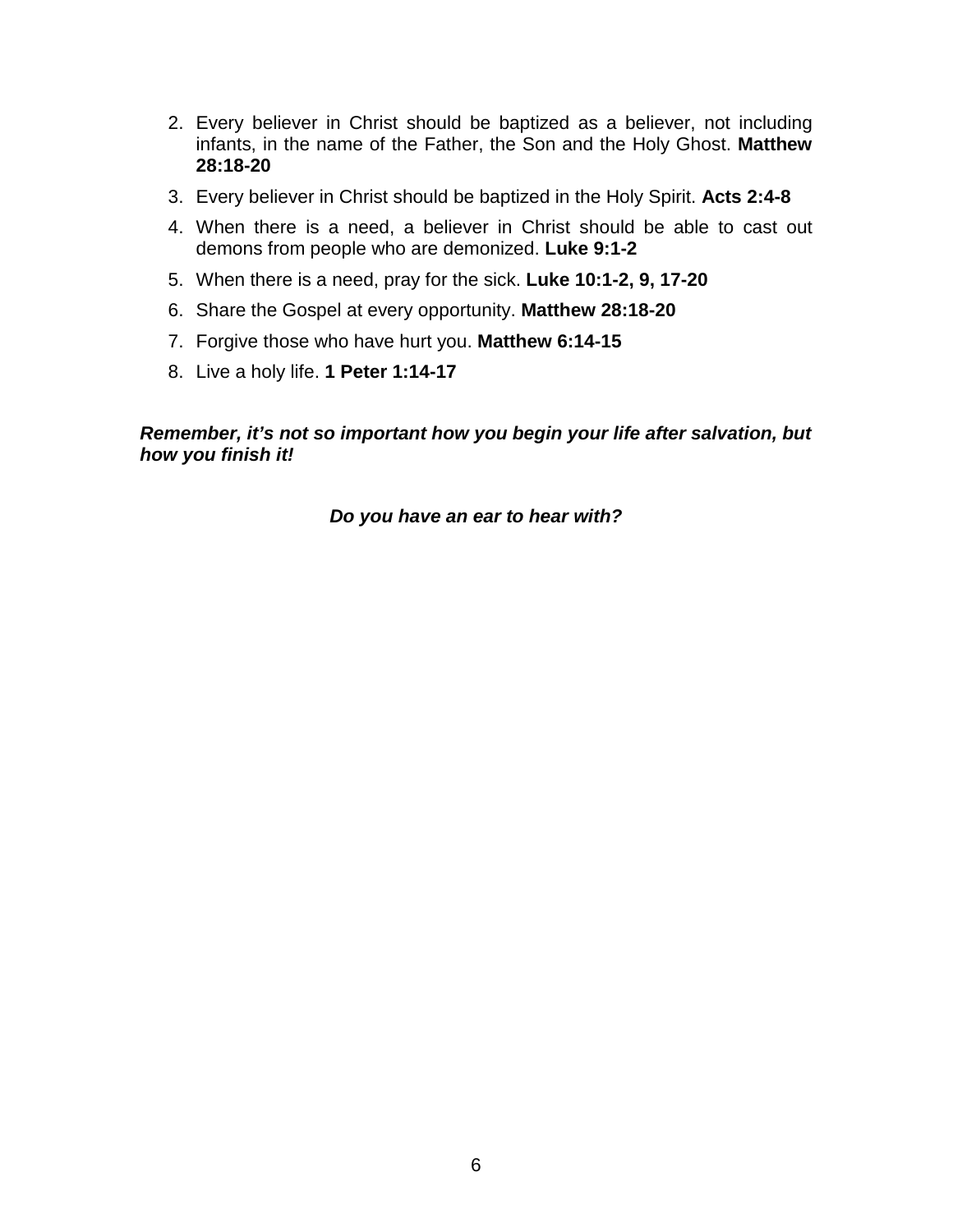2. Every believer in Christ should be baptized as a believer, not including infants, in the name of the Father, the Son and the Holy Ghost. **Matthew 28:18-20**
3. Every believer in Christ should be baptized in the Holy Spirit. **Acts 2:4-8**
4. When there is a need, a believer in Christ should be able to cast out demons from people who are demonized. **Luke 9:1-2**
5. When there is a need, pray for the sick. **Luke 10:1-2, 9, 17-20**
6. Share the Gospel at every opportunity. **Matthew 28:18-20**
7. Forgive those who have hurt you. **Matthew 6:14-15**
8. Live a holy life. **1 Peter 1:14-17**

***Remember, it's not so important how you begin your life after salvation, but how you finish it!***

***Do you have an ear to hear with?***